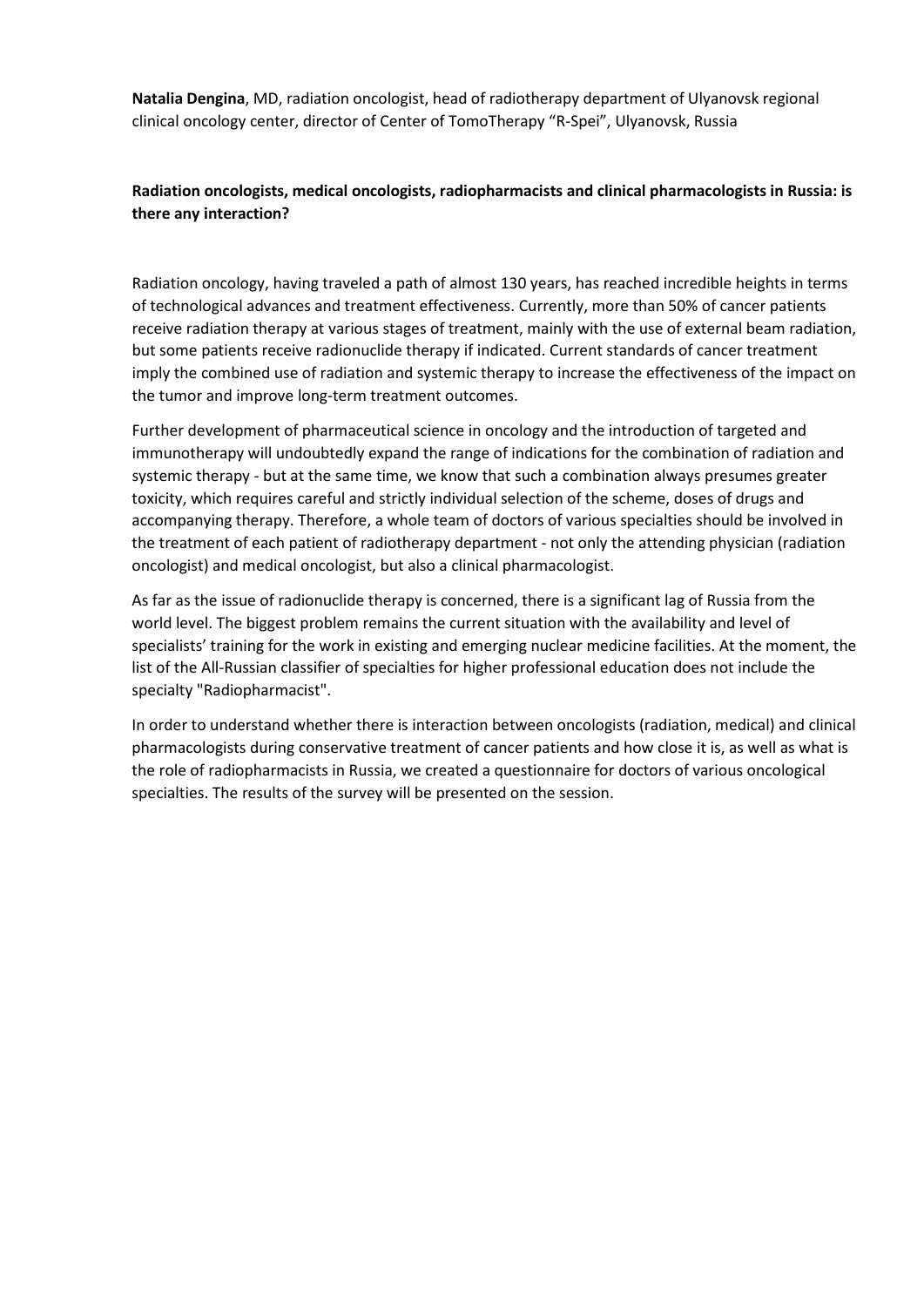**Natalia Dengina**, MD, radiation oncologist, head of radiotherapy department of Ulyanovsk regional clinical oncology center, director of Center of TomoTherapy "R-Spei", Ulyanovsk, Russia

**Radiation oncologists, medical oncologists, radiopharmacists and clinical pharmacologists in Russia: is there any interaction?**

Radiation oncology, having traveled a path of almost 130 years, has reached incredible heights in terms of technological advances and treatment effectiveness. Currently, more than 50% of cancer patients receive radiation therapy at various stages of treatment, mainly with the use of external beam radiation, but some patients receive radionuclide therapy if indicated. Current standards of cancer treatment imply the combined use of radiation and systemic therapy to increase the effectiveness of the impact on the tumor and improve long-term treatment outcomes.

Further development of pharmaceutical science in oncology and the introduction of targeted and immunotherapy will undoubtedly expand the range of indications for the combination of radiation and systemic therapy - but at the same time, we know that such a combination always presumes greater toxicity, which requires careful and strictly individual selection of the scheme, doses of drugs and accompanying therapy. Therefore, a whole team of doctors of various specialties should be involved in the treatment of each patient of radiotherapy department - not only the attending physician (radiation oncologist) and medical oncologist, but also a clinical pharmacologist.

As far as the issue of radionuclide therapy is concerned, there is a significant lag of Russia from the world level. The biggest problem remains the current situation with the availability and level of specialists' training for the work in existing and emerging nuclear medicine facilities. At the moment, the list of the All-Russian classifier of specialties for higher professional education does not include the specialty "Radiopharmacist".

In order to understand whether there is interaction between oncologists (radiation, medical) and clinical pharmacologists during conservative treatment of cancer patients and how close it is, as well as what is the role of radiopharmacists in Russia, we created a questionnaire for doctors of various oncological specialties. The results of the survey will be presented on the session.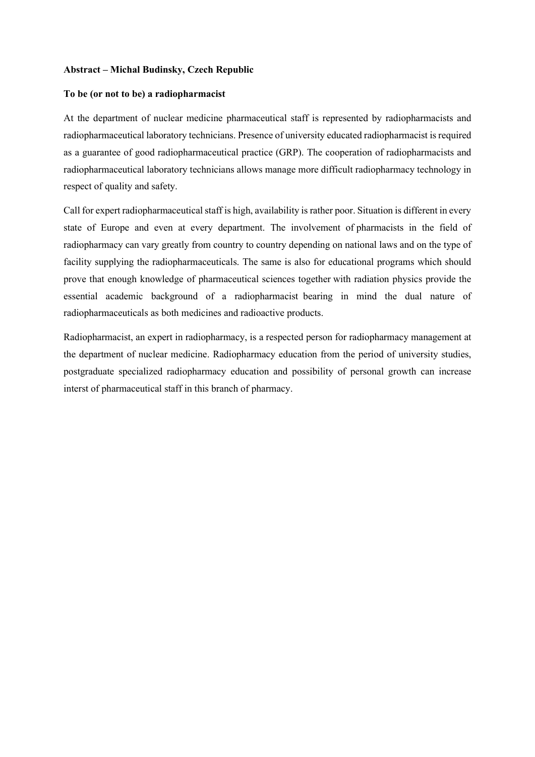**Abstract – Michal Budinsky, Czech Republic**

**To be (or not to be) a radiopharmacist**

At the department of nuclear medicine pharmaceutical staff is represented by radiopharmacists and radiopharmaceutical laboratory technicians. Presence of university educated radiopharmacist is required as a guarantee of good radiopharmaceutical practice (GRP). The cooperation of radiopharmacists and radiopharmaceutical laboratory technicians allows manage more difficult radiopharmacy technology in respect of quality and safety.

Call for expert radiopharmaceutical staff is high, availability is rather poor. Situation is different in every state of Europe and even at every department. The involvement of pharmacists in the field of radiopharmacy can vary greatly from country to country depending on national laws and on the type of facility supplying the radiopharmaceuticals. The same is also for educational programs which should prove that enough knowledge of pharmaceutical sciences together with radiation physics provide the essential academic background of a radiopharmacist bearing in mind the dual nature of radiopharmaceuticals as both medicines and radioactive products.

Radiopharmacist, an expert in radiopharmacy, is a respected person for radiopharmacy management at the department of nuclear medicine. Radiopharmacy education from the period of university studies, postgraduate specialized radiopharmacy education and possibility of personal growth can increase interst of pharmaceutical staff in this branch of pharmacy.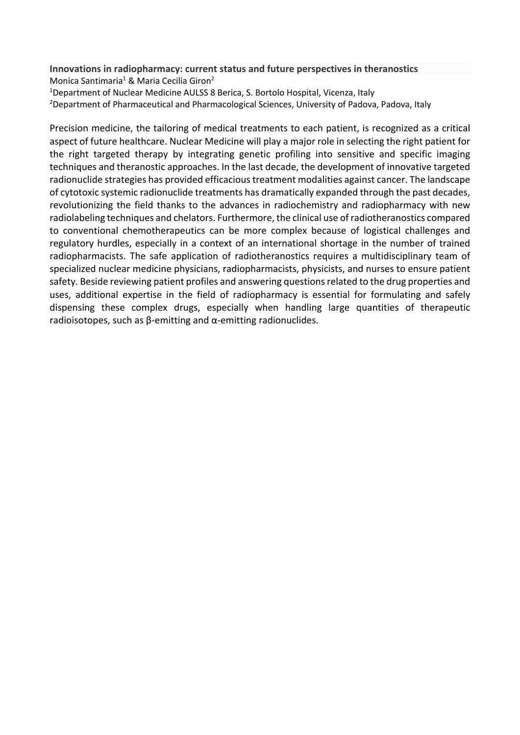**Innovations in radiopharmacy: current status and future perspectives in theranostics**

Monica Santimaria[1] & Maria Cecilia Giron[2]

[1]Department of Nuclear Medicine AULSS 8 Berica, S. Bortolo Hospital, Vicenza, Italy

[2]Department of Pharmaceutical and Pharmacological Sciences, University of Padova, Padova, Italy

Precision medicine, the tailoring of medical treatments to each patient, is recognized as a critical aspect of future healthcare. Nuclear Medicine will play a major role in selecting the right patient for the right targeted therapy by integrating genetic profiling into sensitive and specific imaging techniques and theranostic approaches. In the last decade, the development of innovative targeted radionuclide strategies has provided efficacious treatment modalities against cancer. The landscape of cytotoxic systemic radionuclide treatments has dramatically expanded through the past decades, revolutionizing the field thanks to the advances in radiochemistry and radiopharmacy with new radiolabeling techniques and chelators. Furthermore, the clinical use of radiotheranostics compared to conventional chemotherapeutics can be more complex because of logistical challenges and regulatory hurdles, especially in a context of an international shortage in the number of trained radiopharmacists. The safe application of radiotheranostics requires a multidisciplinary team of specialized nuclear medicine physicians, radiopharmacists, physicists, and nurses to ensure patient safety. Beside reviewing patient profiles and answering questions related to the drug properties and uses, additional expertise in the field of radiopharmacy is essential for formulating and safely dispensing these complex drugs, especially when handling large quantities of therapeutic radioisotopes, such as β-emitting and α-emitting radionuclides.